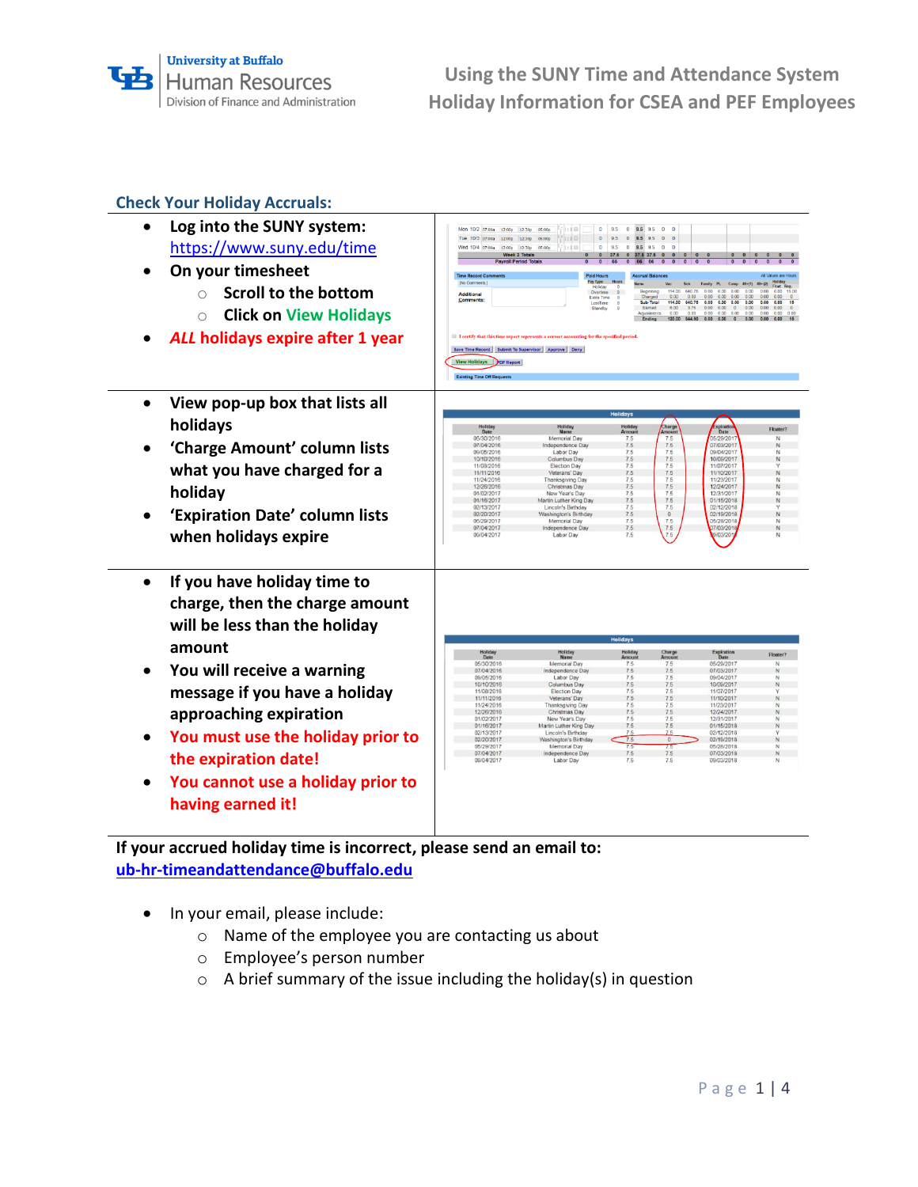University at Buffalo
Human Resources
Division of Finance and Administration

# Using the SUNY Time and Attendance System
# Holiday Information for CSEA and PEF Employees

## Check Your Holiday Accruals:

- **Log into the SUNY system:** https://www.suny.edu/time
- **On your timesheet**
  - **Scroll to the bottom**
  - **Click on View Holidays**
- ***ALL* holidays expire after 1 year**

---

- **View pop-up box that lists all holidays**
- **'Charge Amount' column lists what you have charged for a holiday**
- **'Expiration Date' column lists when holidays expire**

---

- **If you have holiday time to charge, then the charge amount will be less than the holiday amount**
- **You will receive a warning message if you have a holiday approaching expiration**
- **You must use the holiday prior to the expiration date!**
- **You cannot use a holiday prior to having earned it!**

---

**If your accrued holiday time is incorrect, please send an email to:**
**ub-hr-timeandattendance@buffalo.edu**

- In your email, please include:
  - Name of the employee you are contacting us about
  - Employee's person number
  - A brief summary of the issue including the holiday(s) in question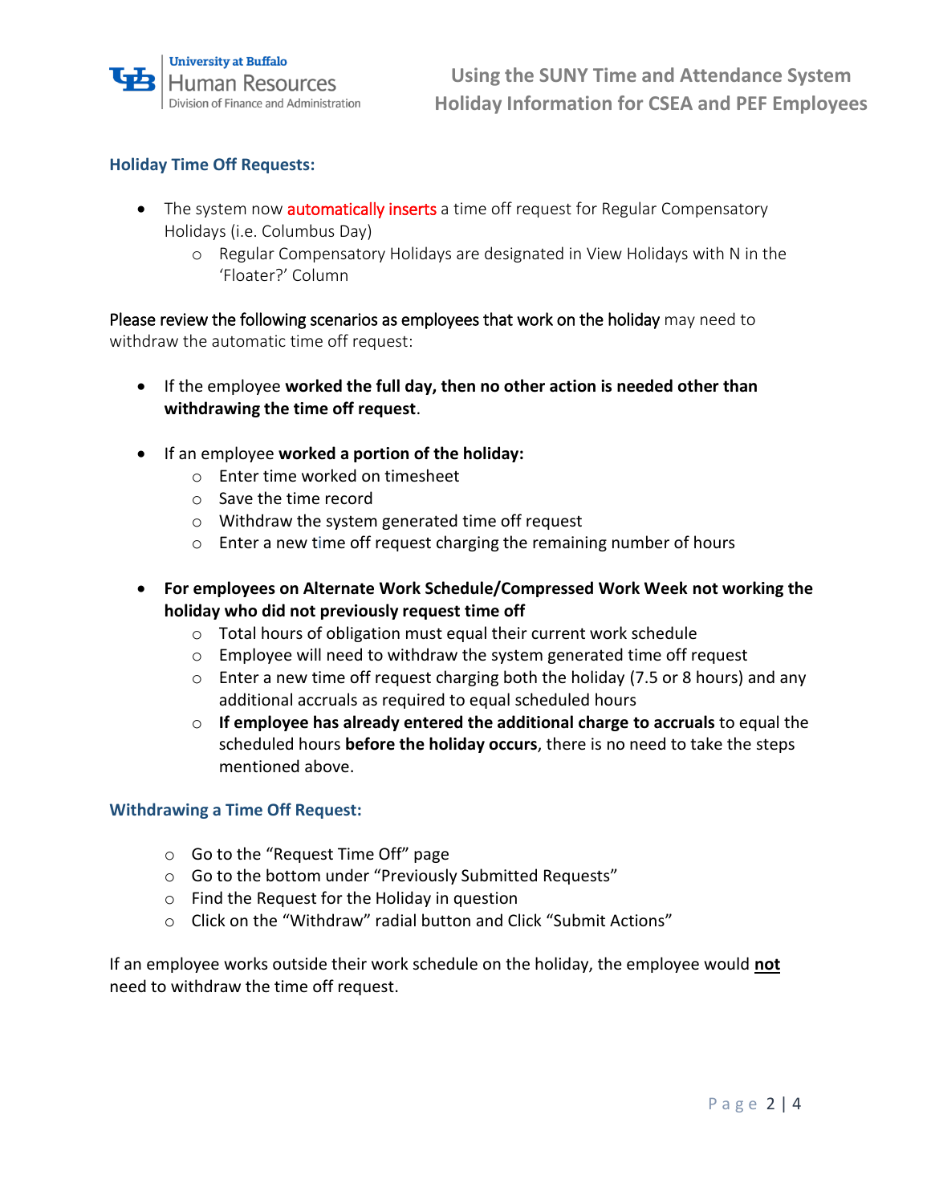### Holiday Time Off Requests:

- The system now automatically inserts a time off request for Regular Compensatory Holidays (i.e. Columbus Day)
  - Regular Compensatory Holidays are designated in View Holidays with N in the 'Floater?' Column

Please review the following scenarios as employees that work on the holiday may need to withdraw the automatic time off request:

- If the employee **worked the full day, then no other action is needed other than withdrawing the time off request**.

- If an employee **worked a portion of the holiday:**
  - Enter time worked on timesheet
  - Save the time record
  - Withdraw the system generated time off request
  - Enter a new time off request charging the remaining number of hours

- **For employees on Alternate Work Schedule/Compressed Work Week not working the holiday who did not previously request time off**
  - Total hours of obligation must equal their current work schedule
  - Employee will need to withdraw the system generated time off request
  - Enter a new time off request charging both the holiday (7.5 or 8 hours) and any additional accruals as required to equal scheduled hours
  - **If employee has already entered the additional charge to accruals** to equal the scheduled hours **before the holiday occurs**, there is no need to take the steps mentioned above.

### Withdrawing a Time Off Request:

- Go to the "Request Time Off" page
- Go to the bottom under "Previously Submitted Requests"
- Find the Request for the Holiday in question
- Click on the "Withdraw" radial button and Click "Submit Actions"

If an employee works outside their work schedule on the holiday, the employee would **not** need to withdraw the time off request.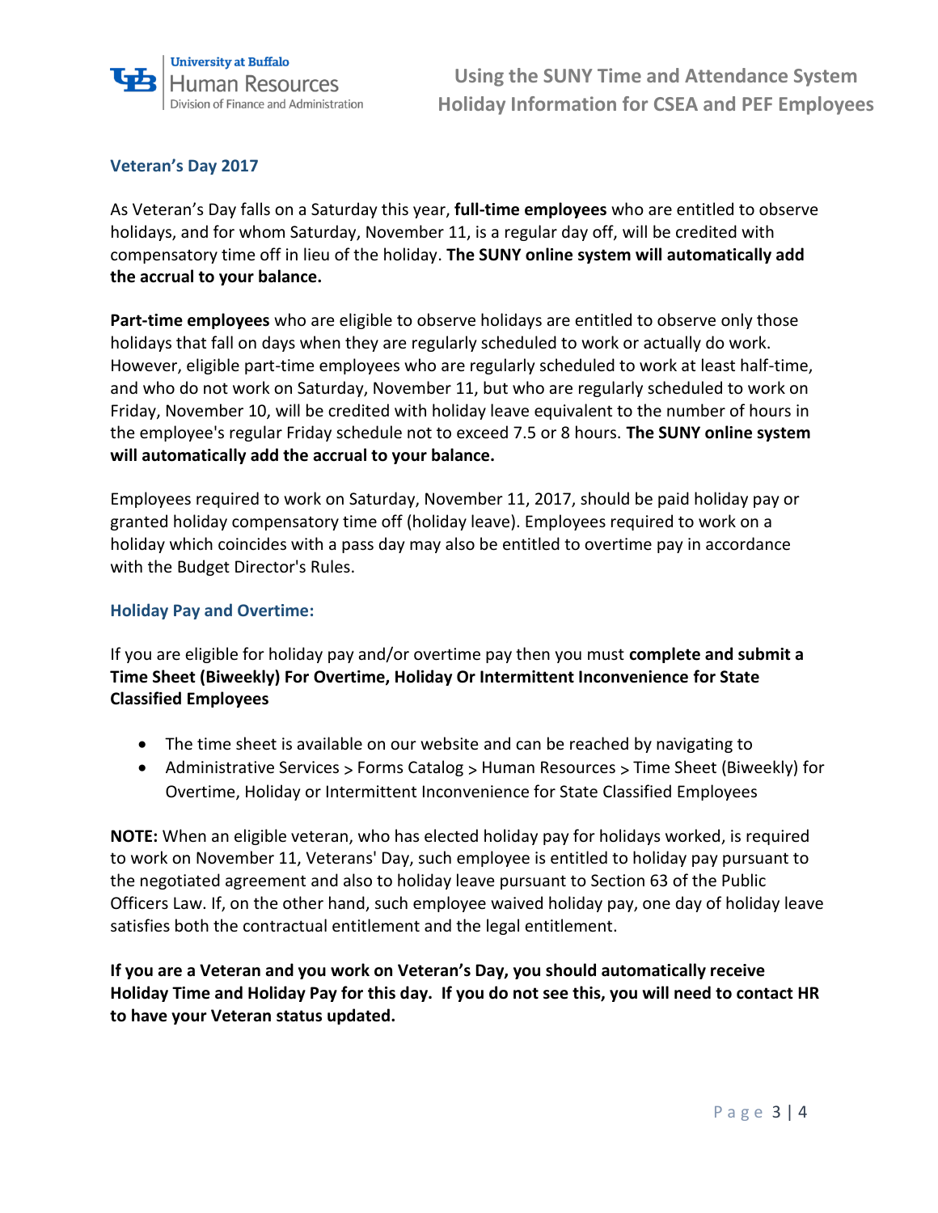## Veteran's Day 2017

As Veteran's Day falls on a Saturday this year, **full-time employees** who are entitled to observe holidays, and for whom Saturday, November 11, is a regular day off, will be credited with compensatory time off in lieu of the holiday. **The SUNY online system will automatically add the accrual to your balance.**

**Part-time employees** who are eligible to observe holidays are entitled to observe only those holidays that fall on days when they are regularly scheduled to work or actually do work. However, eligible part-time employees who are regularly scheduled to work at least half-time, and who do not work on Saturday, November 11, but who are regularly scheduled to work on Friday, November 10, will be credited with holiday leave equivalent to the number of hours in the employee's regular Friday schedule not to exceed 7.5 or 8 hours. **The SUNY online system will automatically add the accrual to your balance.**

Employees required to work on Saturday, November 11, 2017, should be paid holiday pay or granted holiday compensatory time off (holiday leave). Employees required to work on a holiday which coincides with a pass day may also be entitled to overtime pay in accordance with the Budget Director's Rules.

### Holiday Pay and Overtime:

If you are eligible for holiday pay and/or overtime pay then you must **complete and submit a Time Sheet (Biweekly) For Overtime, Holiday Or Intermittent Inconvenience for State Classified Employees**

- The time sheet is available on our website and can be reached by navigating to
- Administrative Services > Forms Catalog > Human Resources > Time Sheet (Biweekly) for Overtime, Holiday or Intermittent Inconvenience for State Classified Employees

**NOTE:** When an eligible veteran, who has elected holiday pay for holidays worked, is required to work on November 11, Veterans' Day, such employee is entitled to holiday pay pursuant to the negotiated agreement and also to holiday leave pursuant to Section 63 of the Public Officers Law. If, on the other hand, such employee waived holiday pay, one day of holiday leave satisfies both the contractual entitlement and the legal entitlement.

**If you are a Veteran and you work on Veteran's Day, you should automatically receive Holiday Time and Holiday Pay for this day. If you do not see this, you will need to contact HR to have your Veteran status updated.**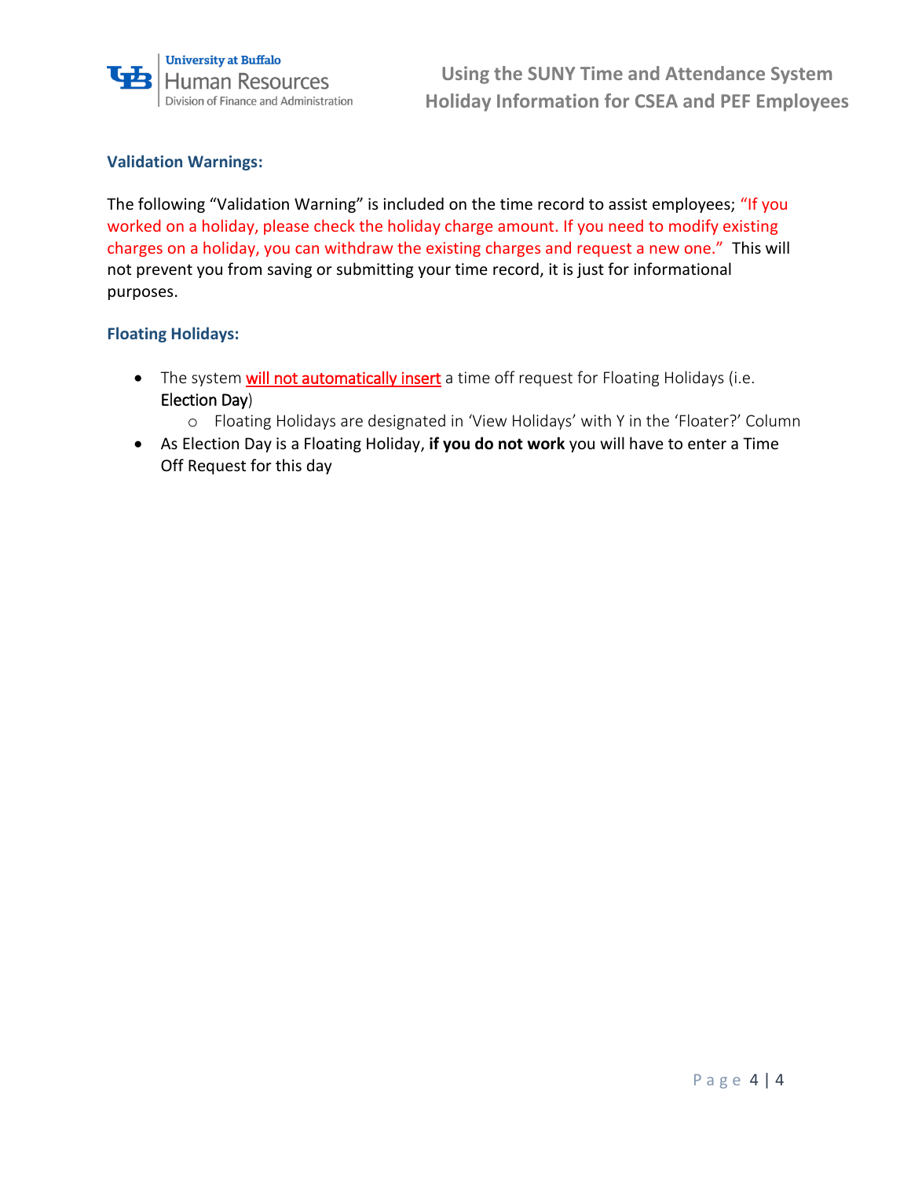### Validation Warnings:

The following "Validation Warning" is included on the time record to assist employees; "If you worked on a holiday, please check the holiday charge amount. If you need to modify existing charges on a holiday, you can withdraw the existing charges and request a new one." This will not prevent you from saving or submitting your time record, it is just for informational purposes.

### Floating Holidays:

- The system will not automatically insert a time off request for Floating Holidays (i.e. Election Day)
  - Floating Holidays are designated in 'View Holidays' with Y in the 'Floater?' Column
- As Election Day is a Floating Holiday, **if you do not work** you will have to enter a Time Off Request for this day